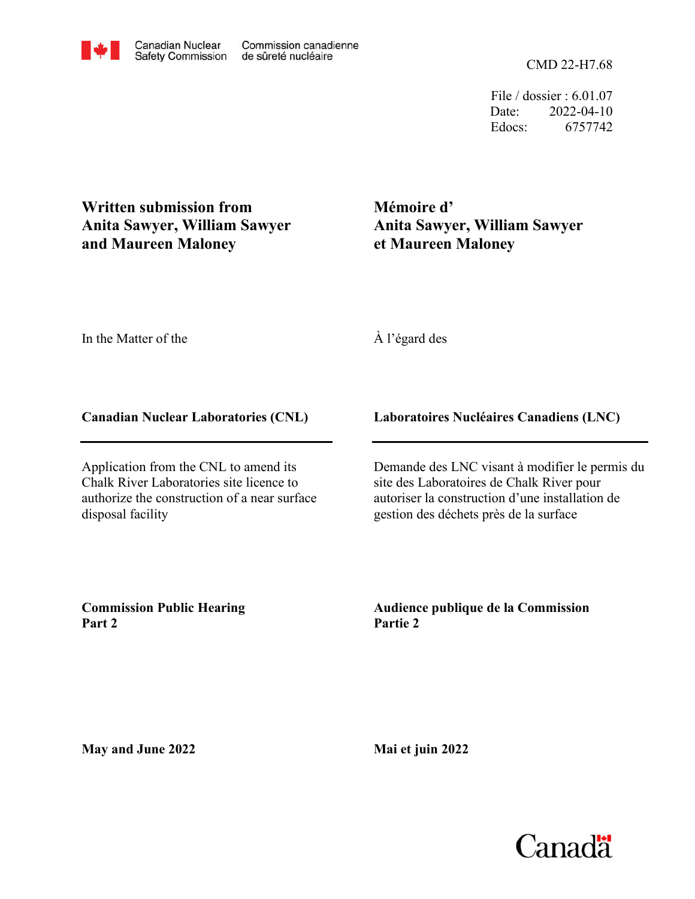Canadian Nuclear Safety Commission | Commission canadienne de sûreté nucléaire

CMD 22-H7.68

File / dossier : 6.01.07
Date: 2022-04-10
Edocs: 6757742

**Written submission from Anita Sawyer, William Sawyer and Maureen Maloney**

**Mémoire d'Anita Sawyer, William Sawyer et Maureen Maloney**

In the Matter of the

À l'égard des

**Canadian Nuclear Laboratories (CNL)**

**Laboratoires Nucléaires Canadiens (LNC)**

Application from the CNL to amend its Chalk River Laboratories site licence to authorize the construction of a near surface disposal facility

Demande des LNC visant à modifier le permis du site des Laboratoires de Chalk River pour autoriser la construction d'une installation de gestion des déchets près de la surface

**Commission Public Hearing Part 2**

**Audience publique de la Commission Partie 2**

**May and June 2022**

**Mai et juin 2022**

Canada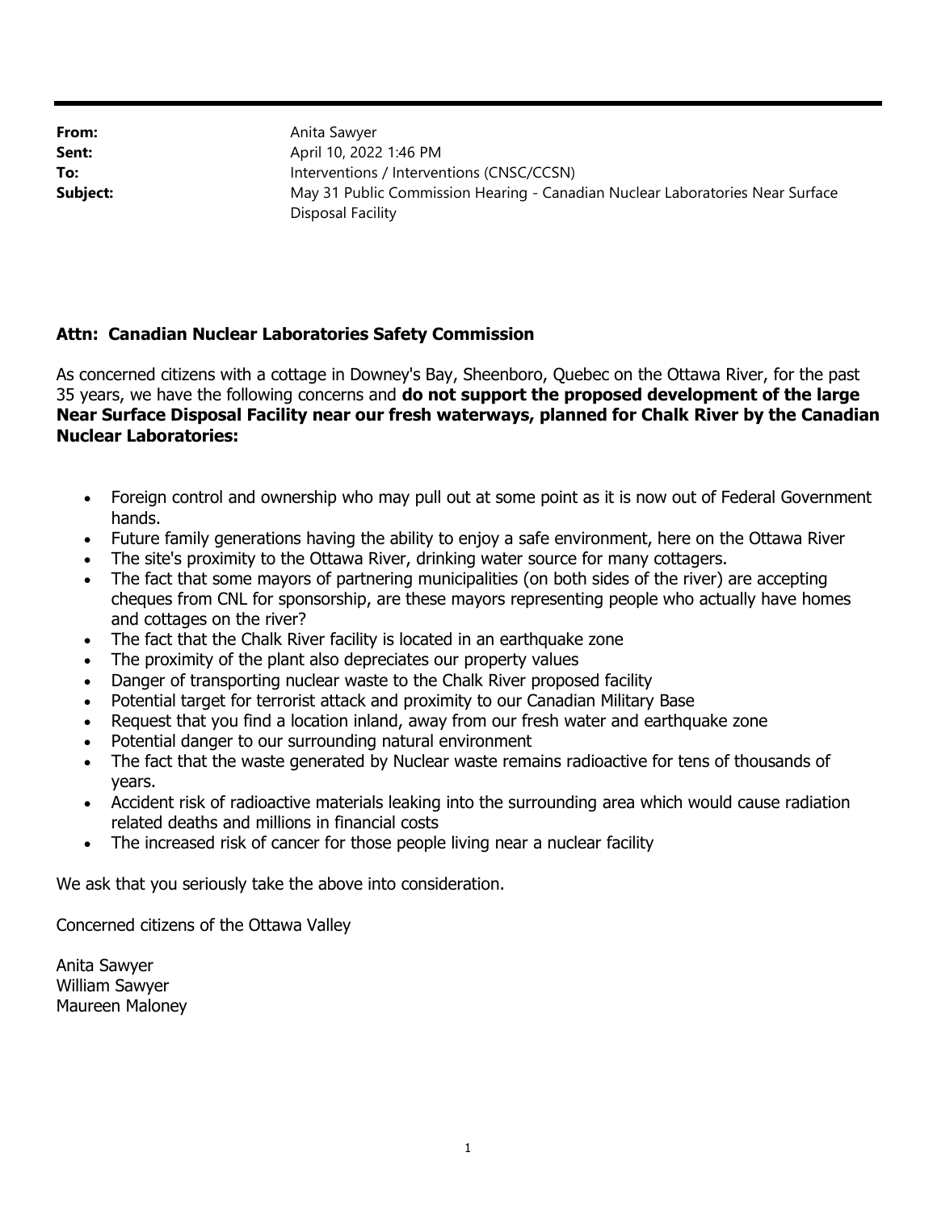**From:** Anita Sawyer
**Sent:** April 10, 2022 1:46 PM
**To:** Interventions / Interventions (CNSC/CCSN)
**Subject:** May 31 Public Commission Hearing - Canadian Nuclear Laboratories Near Surface Disposal Facility

**Attn: Canadian Nuclear Laboratories Safety Commission**

As concerned citizens with a cottage in Downey's Bay, Sheenboro, Quebec on the Ottawa River, for the past 35 years, we have the following concerns and **do not support the proposed development of the large Near Surface Disposal Facility near our fresh waterways, planned for Chalk River by the Canadian Nuclear Laboratories:**

- Foreign control and ownership who may pull out at some point as it is now out of Federal Government hands.
- Future family generations having the ability to enjoy a safe environment, here on the Ottawa River
- The site's proximity to the Ottawa River, drinking water source for many cottagers.
- The fact that some mayors of partnering municipalities (on both sides of the river) are accepting cheques from CNL for sponsorship, are these mayors representing people who actually have homes and cottages on the river?
- The fact that the Chalk River facility is located in an earthquake zone
- The proximity of the plant also depreciates our property values
- Danger of transporting nuclear waste to the Chalk River proposed facility
- Potential target for terrorist attack and proximity to our Canadian Military Base
- Request that you find a location inland, away from our fresh water and earthquake zone
- Potential danger to our surrounding natural environment
- The fact that the waste generated by Nuclear waste remains radioactive for tens of thousands of years.
- Accident risk of radioactive materials leaking into the surrounding area which would cause radiation related deaths and millions in financial costs
- The increased risk of cancer for those people living near a nuclear facility

We ask that you seriously take the above into consideration.

Concerned citizens of the Ottawa Valley

Anita Sawyer
William Sawyer
Maureen Maloney